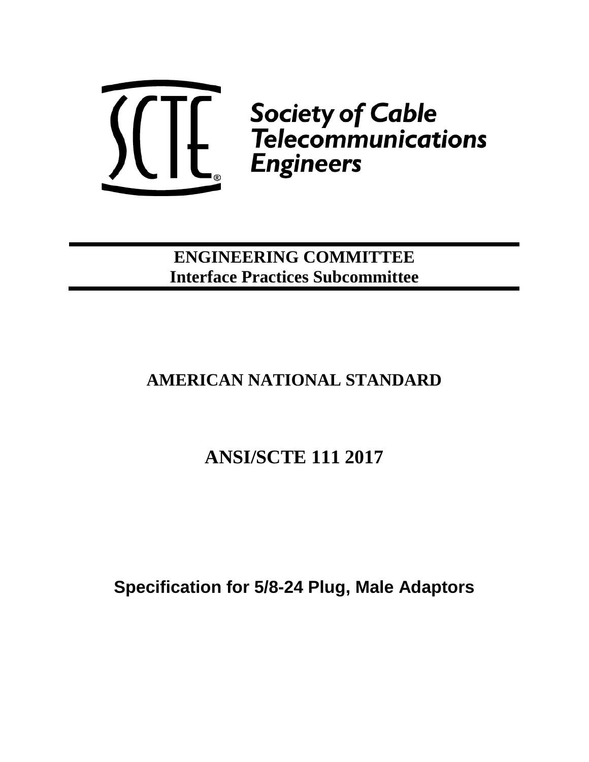SCTE®

Society of Cable Telecommunications Engineers

**ENGINEERING COMMITTEE**
**Interface Practices Subcommittee**

# AMERICAN NATIONAL STANDARD

# ANSI/SCTE 111 2017

## Specification for 5/8-24 Plug, Male Adaptors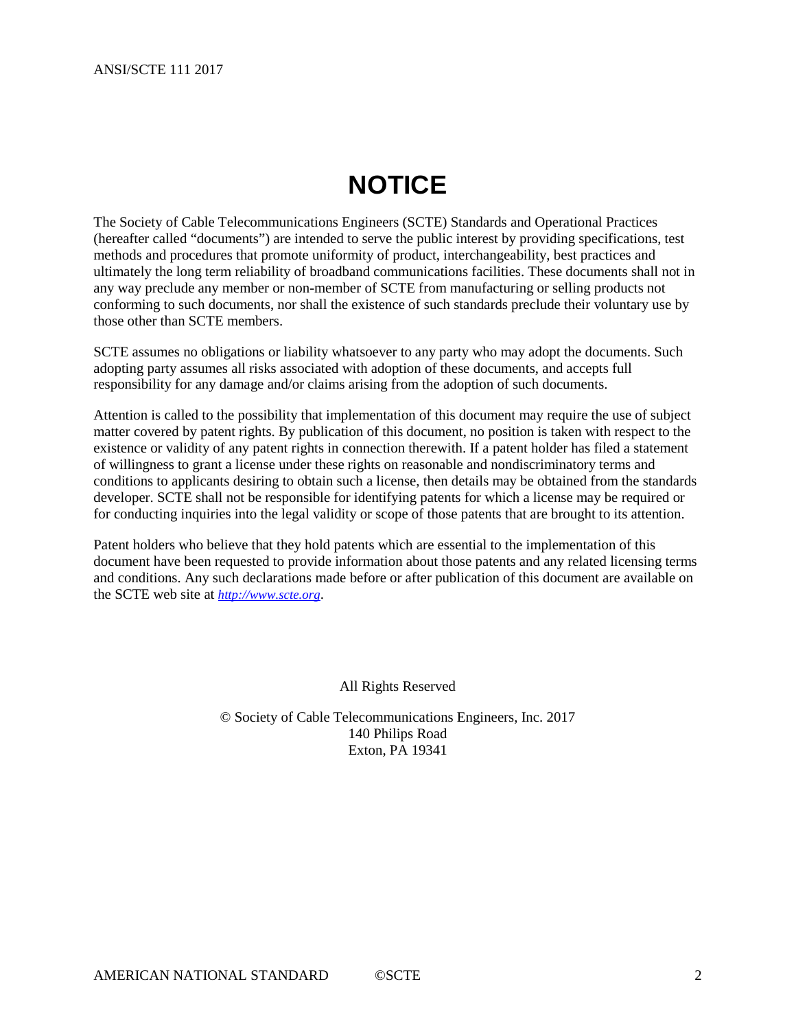# NOTICE

The Society of Cable Telecommunications Engineers (SCTE) Standards and Operational Practices (hereafter called "documents") are intended to serve the public interest by providing specifications, test methods and procedures that promote uniformity of product, interchangeability, best practices and ultimately the long term reliability of broadband communications facilities. These documents shall not in any way preclude any member or non-member of SCTE from manufacturing or selling products not conforming to such documents, nor shall the existence of such standards preclude their voluntary use by those other than SCTE members.

SCTE assumes no obligations or liability whatsoever to any party who may adopt the documents. Such adopting party assumes all risks associated with adoption of these documents, and accepts full responsibility for any damage and/or claims arising from the adoption of such documents.

Attention is called to the possibility that implementation of this document may require the use of subject matter covered by patent rights. By publication of this document, no position is taken with respect to the existence or validity of any patent rights in connection therewith. If a patent holder has filed a statement of willingness to grant a license under these rights on reasonable and nondiscriminatory terms and conditions to applicants desiring to obtain such a license, then details may be obtained from the standards developer. SCTE shall not be responsible for identifying patents for which a license may be required or for conducting inquiries into the legal validity or scope of those patents that are brought to its attention.

Patent holders who believe that they hold patents which are essential to the implementation of this document have been requested to provide information about those patents and any related licensing terms and conditions. Any such declarations made before or after publication of this document are available on the SCTE web site at *http://www.scte.org*.

All Rights Reserved

© Society of Cable Telecommunications Engineers, Inc. 2017
140 Philips Road
Exton, PA 19341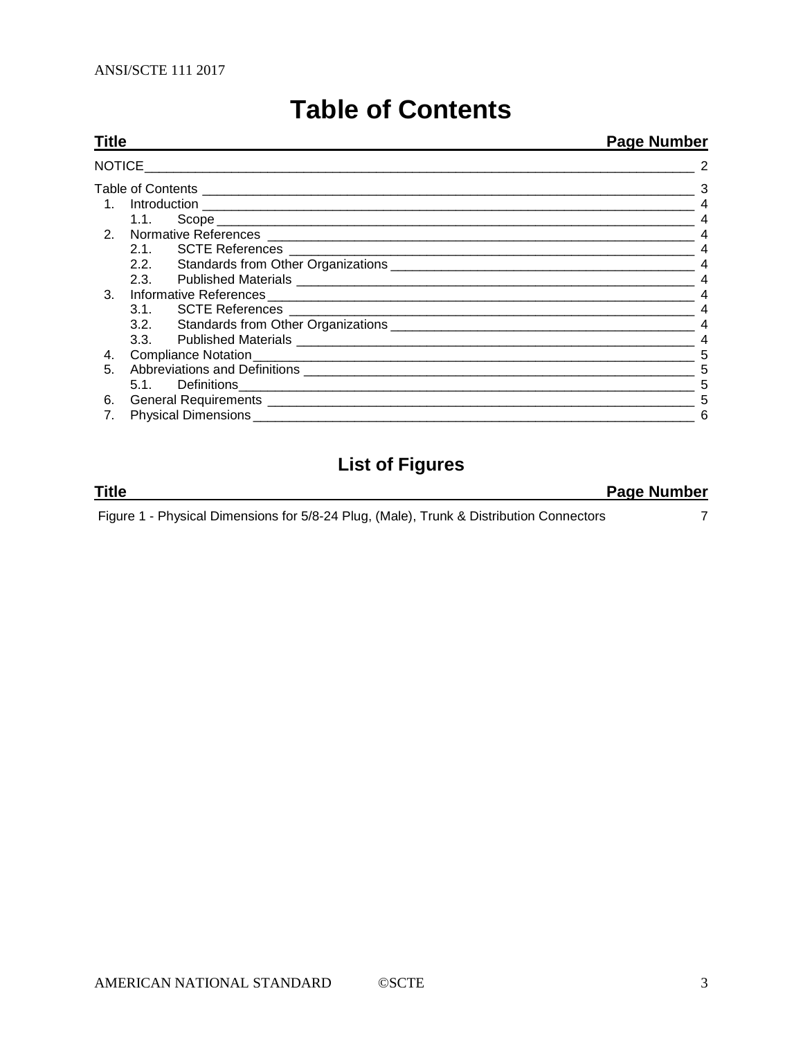# Table of Contents

| Title | Page Number |
|---|---|
| NOTICE | 2 |
| Table of Contents | 3 |
| 1. Introduction | 4 |
| 1.1. Scope | 4 |
| 2. Normative References | 4 |
| 2.1. SCTE References | 4 |
| 2.2. Standards from Other Organizations | 4 |
| 2.3. Published Materials | 4 |
| 3. Informative References | 4 |
| 3.1. SCTE References | 4 |
| 3.2. Standards from Other Organizations | 4 |
| 3.3. Published Materials | 4 |
| 4. Compliance Notation | 5 |
| 5. Abbreviations and Definitions | 5 |
| 5.1. Definitions | 5 |
| 6. General Requirements | 5 |
| 7. Physical Dimensions | 6 |

## List of Figures

| Title | Page Number |
|---|---|
| Figure 1 - Physical Dimensions for 5/8-24 Plug, (Male), Trunk & Distribution Connectors | 7 |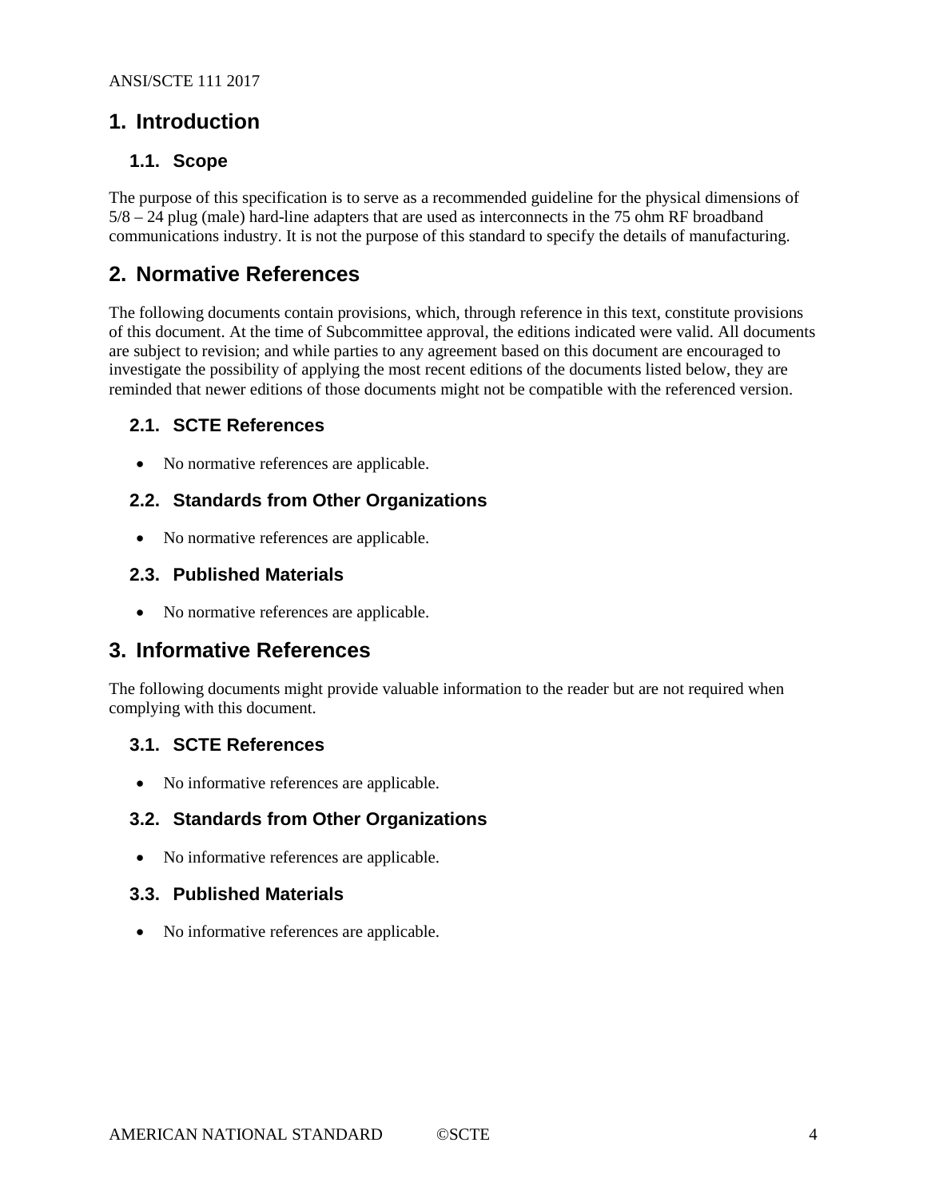# 1. Introduction

## 1.1. Scope

The purpose of this specification is to serve as a recommended guideline for the physical dimensions of 5/8 – 24 plug (male) hard-line adapters that are used as interconnects in the 75 ohm RF broadband communications industry. It is not the purpose of this standard to specify the details of manufacturing.

# 2. Normative References

The following documents contain provisions, which, through reference in this text, constitute provisions of this document. At the time of Subcommittee approval, the editions indicated were valid. All documents are subject to revision; and while parties to any agreement based on this document are encouraged to investigate the possibility of applying the most recent editions of the documents listed below, they are reminded that newer editions of those documents might not be compatible with the referenced version.

## 2.1. SCTE References

- No normative references are applicable.

## 2.2. Standards from Other Organizations

- No normative references are applicable.

## 2.3. Published Materials

- No normative references are applicable.

# 3. Informative References

The following documents might provide valuable information to the reader but are not required when complying with this document.

## 3.1. SCTE References

- No informative references are applicable.

## 3.2. Standards from Other Organizations

- No informative references are applicable.

## 3.3. Published Materials

- No informative references are applicable.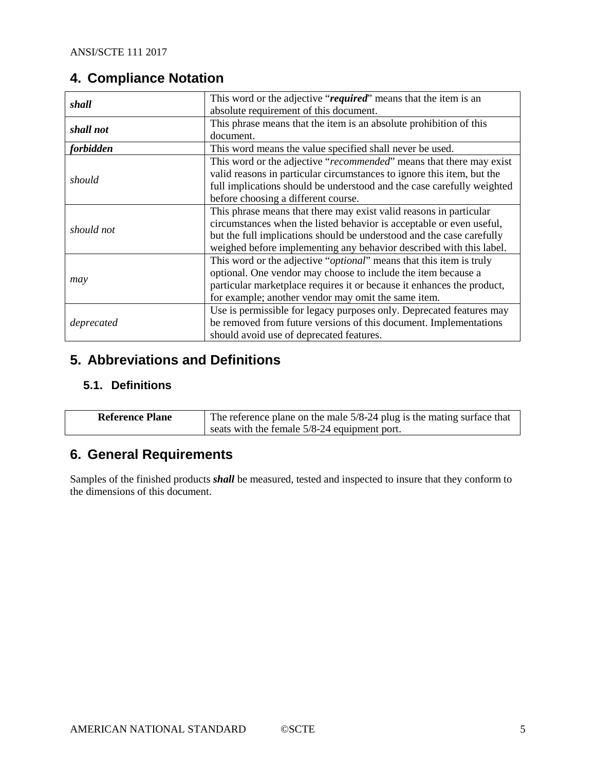## 4. Compliance Notation

| | |
|---|---|
| ***shall*** | This word or the adjective "***required***" means that the item is an absolute requirement of this document. |
| ***shall not*** | This phrase means that the item is an absolute prohibition of this document. |
| ***forbidden*** | This word means the value specified shall never be used. |
| *should* | This word or the adjective "*recommended*" means that there may exist valid reasons in particular circumstances to ignore this item, but the full implications should be understood and the case carefully weighted before choosing a different course. |
| *should not* | This phrase means that there may exist valid reasons in particular circumstances when the listed behavior is acceptable or even useful, but the full implications should be understood and the case carefully weighed before implementing any behavior described with this label. |
| *may* | This word or the adjective "*optional*" means that this item is truly optional. One vendor may choose to include the item because a particular marketplace requires it or because it enhances the product, for example; another vendor may omit the same item. |
| *deprecated* | Use is permissible for legacy purposes only. Deprecated features may be removed from future versions of this document. Implementations should avoid use of deprecated features. |

## 5. Abbreviations and Definitions

### 5.1. Definitions

| | |
|---|---|
| **Reference Plane** | The reference plane on the male 5/8-24 plug is the mating surface that seats with the female 5/8-24 equipment port. |

## 6. General Requirements

Samples of the finished products ***shall*** be measured, tested and inspected to insure that they conform to the dimensions of this document.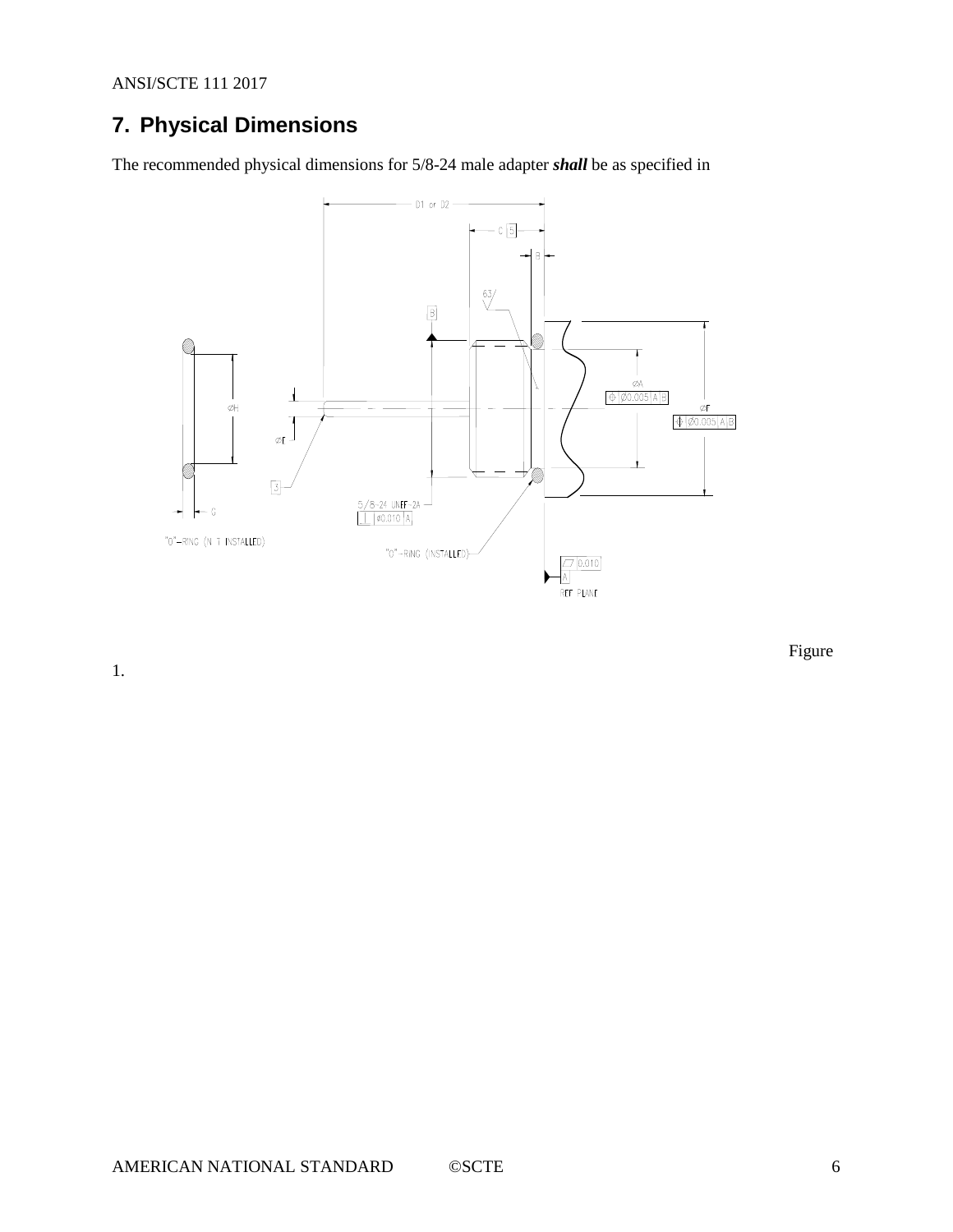## 7. Physical Dimensions

The recommended physical dimensions for 5/8-24 male adapter ***shall*** be as specified in

Figure 1.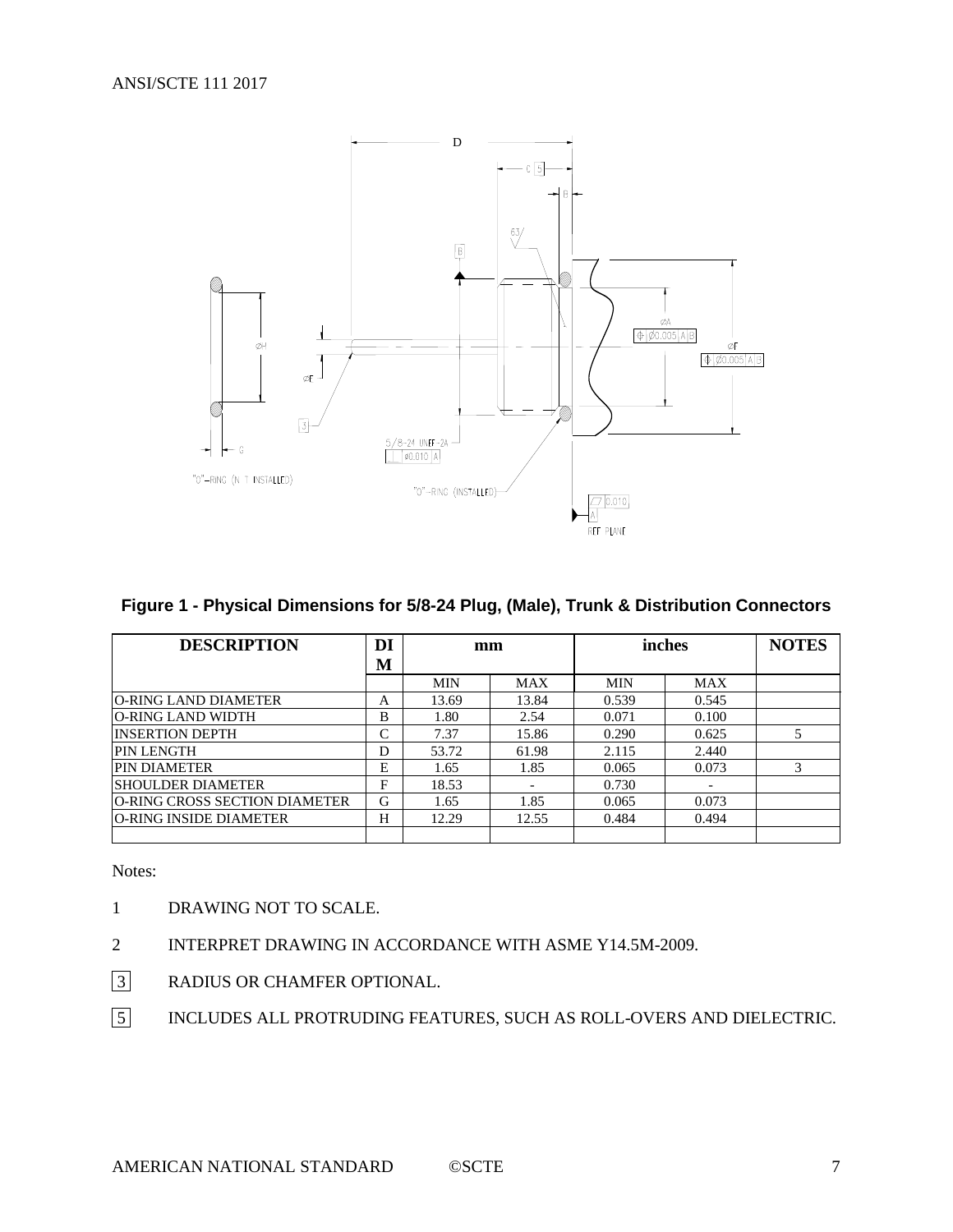D

C 5

B

63

B

ØA
⌖ Ø0.005 A B

ØF
⌖ Ø0.005 A B

ØH

ØE

3

G

5/8-24 UNEF-2A
⊥ Ø0.010 A

"O"-RING (NOT INSTALLED)

"O"-RING (INSTALLED)

▱ 0.010
A
REF PLANE

**Figure 1 - Physical Dimensions for 5/8-24 Plug, (Male), Trunk & Distribution Connectors**

| DESCRIPTION | DIM | mm | | inches | | NOTES |
|---|---|---|---|---|---|---|
| | | MIN | MAX | MIN | MAX | |
| O-RING LAND DIAMETER | A | 13.69 | 13.84 | 0.539 | 0.545 | |
| O-RING LAND WIDTH | B | 1.80 | 2.54 | 0.071 | 0.100 | |
| INSERTION DEPTH | C | 7.37 | 15.86 | 0.290 | 0.625 | 5 |
| PIN LENGTH | D | 53.72 | 61.98 | 2.115 | 2.440 | |
| PIN DIAMETER | E | 1.65 | 1.85 | 0.065 | 0.073 | 3 |
| SHOULDER DIAMETER | F | 18.53 | - | 0.730 | - | |
| O-RING CROSS SECTION DIAMETER | G | 1.65 | 1.85 | 0.065 | 0.073 | |
| O-RING INSIDE DIAMETER | H | 12.29 | 12.55 | 0.484 | 0.494 | |
| | | | | | | |

Notes:

1 DRAWING NOT TO SCALE.

2 INTERPRET DRAWING IN ACCORDANCE WITH ASME Y14.5M-2009.

3 RADIUS OR CHAMFER OPTIONAL.

5 INCLUDES ALL PROTRUDING FEATURES, SUCH AS ROLL-OVERS AND DIELECTRIC.